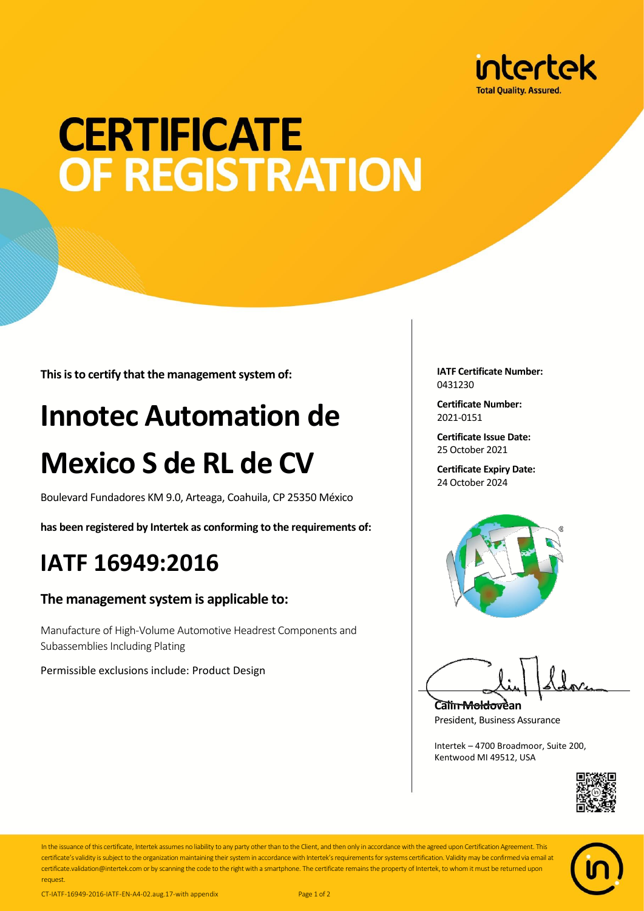intertek
Total Quality. Assured.

# CERTIFICATE OF REGISTRATION

**This is to certify that the management system of:**

# Innotec Automation de Mexico S de RL de CV

Boulevard Fundadores KM 9.0, Arteaga, Coahuila, CP 25350 México

**has been registered by Intertek as conforming to the requirements of:**

## IATF 16949:2016

### The management system is applicable to:

Manufacture of High-Volume Automotive Headrest Components and Subassemblies Including Plating

Permissible exclusions include: Product Design

**IATF Certificate Number:**
0431230

**Certificate Number:**
2021-0151

**Certificate Issue Date:**
25 October 2021

**Certificate Expiry Date:**
24 October 2024

**Calin Moldovean**
President, Business Assurance

Intertek – 4700 Broadmoor, Suite 200,
Kentwood MI 49512, USA

In the issuance of this certificate, Intertek assumes no liability to any party other than to the Client, and then only in accordance with the agreed upon Certification Agreement. This certificate's validity is subject to the organization maintaining their system in accordance with Intertek's requirements for systems certification. Validity may be confirmed via email at certificate.validation@intertek.com or by scanning the code to the right with a smartphone. The certificate remains the property of Intertek, to whom it must be returned upon request.

CT-IATF-16949-2016-IATF-EN-A4-02.aug.17-with appendix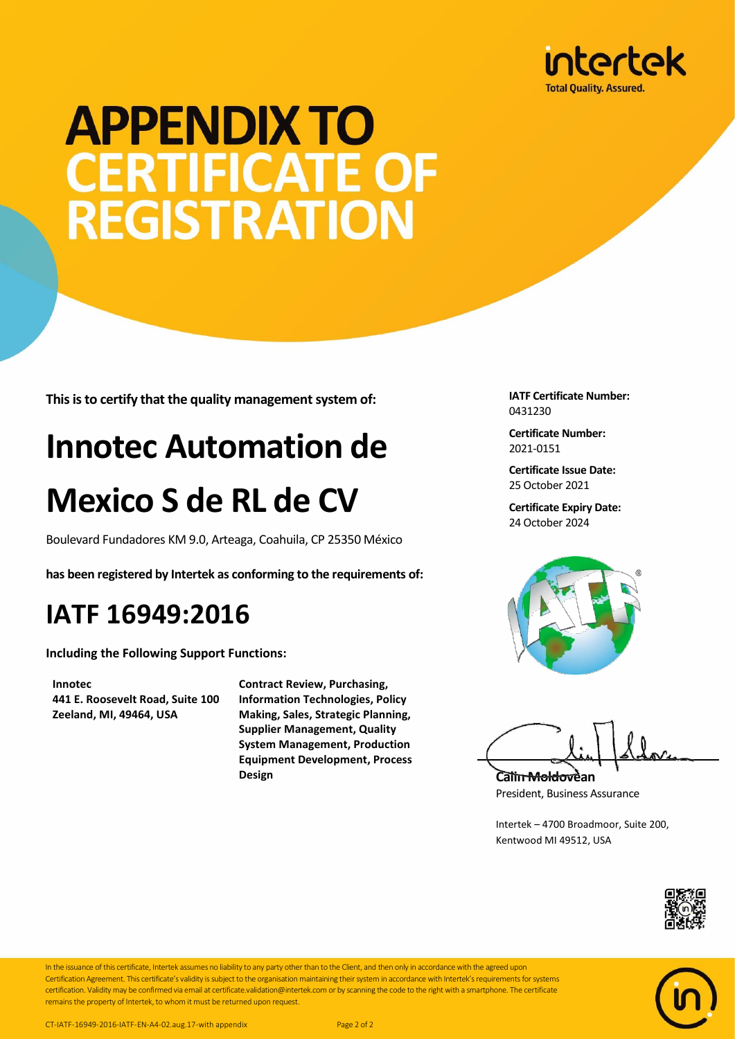intertek

Total Quality. Assured.

# APPENDIX TO CERTIFICATE OF REGISTRATION

**This is to certify that the quality management system of:**

# Innotec Automation de Mexico S de RL de CV

Boulevard Fundadores KM 9.0, Arteaga, Coahuila, CP 25350 México

**has been registered by Intertek as conforming to the requirements of:**

## IATF 16949:2016

**Including the Following Support Functions:**

| | |
|---|---|
| **Innotec**<br>**441 E. Roosevelt Road, Suite 100**<br>**Zeeland, MI, 49464, USA** | **Contract Review, Purchasing, Information Technologies, Policy Making, Sales, Strategic Planning, Supplier Management, Quality System Management, Production Equipment Development, Process Design** |

**IATF Certificate Number:**
0431230

**Certificate Number:**
2021-0151

**Certificate Issue Date:**
25 October 2021

**Certificate Expiry Date:**
24 October 2024

**Calin Moldovean**
President, Business Assurance

Intertek – 4700 Broadmoor, Suite 200, Kentwood MI 49512, USA

In the issuance of this certificate, Intertek assumes no liability to any party other than to the Client, and then only in accordance with the agreed upon Certification Agreement. This certificate's validity is subject to the organisation maintaining their system in accordance with Intertek's requirements for systems certification. Validity may be confirmed via email at certificate.validation@intertek.com or by scanning the code to the right with a smartphone. The certificate remains the property of Intertek, to whom it must be returned upon request.

CT-IATF-16949-2016-IATF-EN-A4-02.aug.17-with appendix